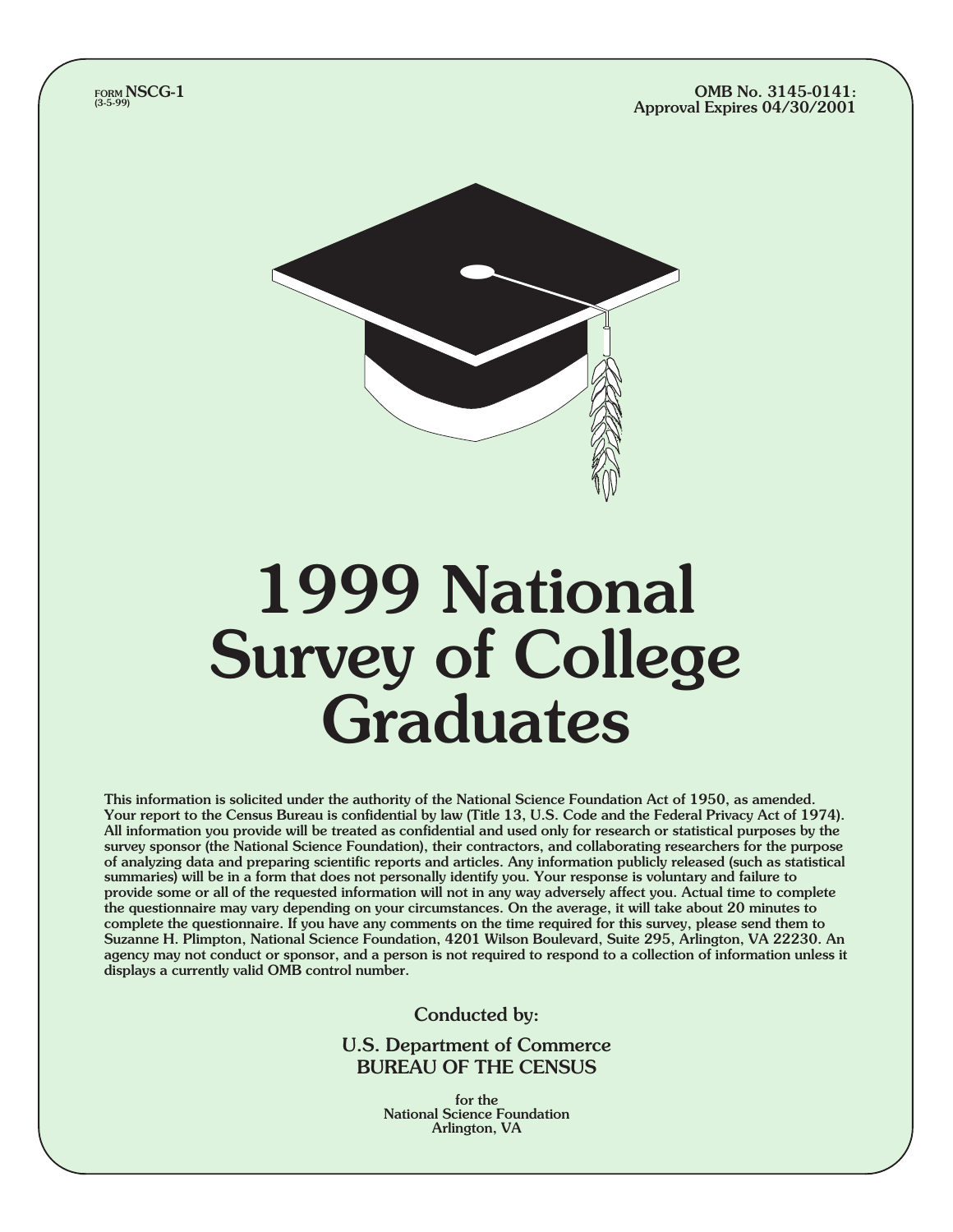FORM NSCG-1
(3-5-99)

OMB No. 3145-0141:
Approval Expires 04/30/2001

# 1999 National Survey of College Graduates

**This information is solicited under the authority of the National Science Foundation Act of 1950, as amended. Your report to the Census Bureau is confidential by law (Title 13, U.S. Code and the Federal Privacy Act of 1974). All information you provide will be treated as confidential and used only for research or statistical purposes by the survey sponsor (the National Science Foundation), their contractors, and collaborating researchers for the purpose of analyzing data and preparing scientific reports and articles. Any information publicly released (such as statistical summaries) will be in a form that does not personally identify you. Your response is voluntary and failure to provide some or all of the requested information will not in any way adversely affect you. Actual time to complete the questionnaire may vary depending on your circumstances. On the average, it will take about 20 minutes to complete the questionnaire. If you have any comments on the time required for this survey, please send them to Suzanne H. Plimpton, National Science Foundation, 4201 Wilson Boulevard, Suite 295, Arlington, VA 22230. An agency may not conduct or sponsor, and a person is not required to respond to a collection of information unless it displays a currently valid OMB control number.**

Conducted by:

U.S. Department of Commerce
BUREAU OF THE CENSUS

for the
National Science Foundation
Arlington, VA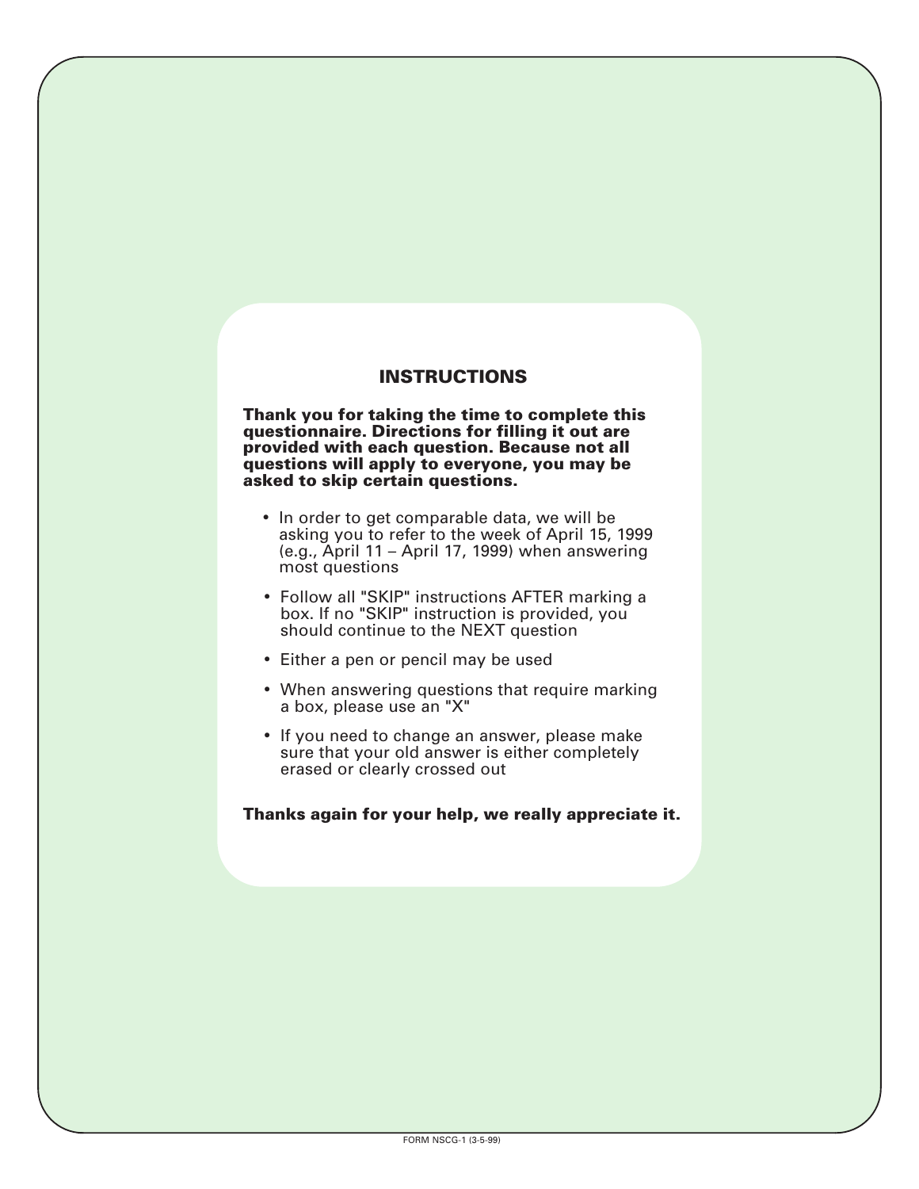## INSTRUCTIONS

**Thank you for taking the time to complete this questionnaire. Directions for filling it out are provided with each question. Because not all questions will apply to everyone, you may be asked to skip certain questions.**

- In order to get comparable data, we will be asking you to refer to the week of April 15, 1999 (e.g., April 11 – April 17, 1999) when answering most questions
- Follow all "SKIP" instructions AFTER marking a box. If no "SKIP" instruction is provided, you should continue to the NEXT question
- Either a pen or pencil may be used
- When answering questions that require marking a box, please use an "X"
- If you need to change an answer, please make sure that your old answer is either completely erased or clearly crossed out

**Thanks again for your help, we really appreciate it.**

FORM NSCG-1 (3-5-99)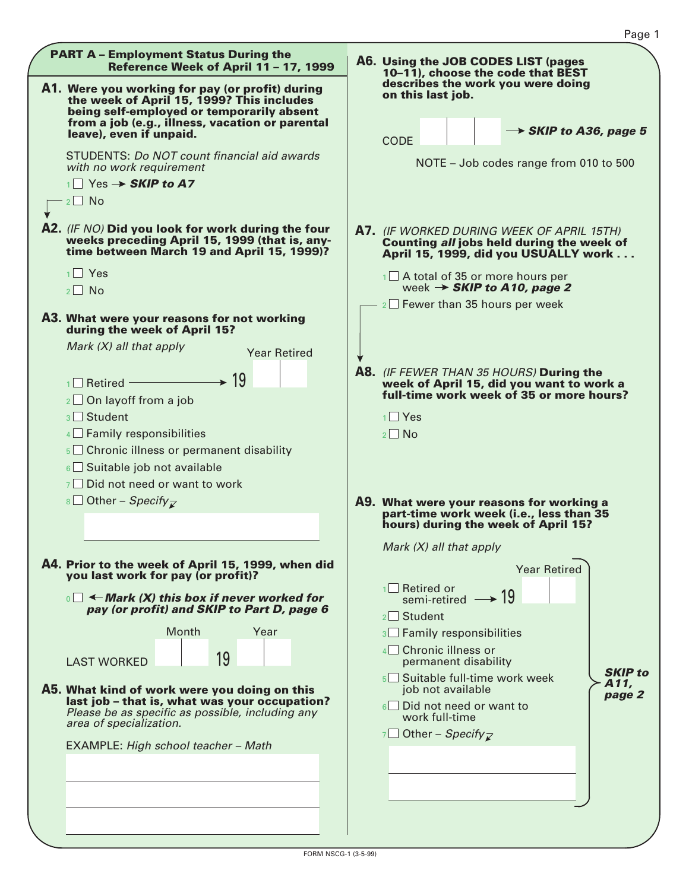## PART A – Employment Status During the Reference Week of April 11 – 17, 1999

**A1. Were you working for pay (or profit) during the week of April 15, 1999? This includes being self-employed or temporarily absent from a job (e.g., illness, vacation or parental leave), even if unpaid.**

STUDENTS: *Do NOT count financial aid awards with no work requirement*

- 1 ☐ Yes → ***SKIP to A7***
- 2 ☐ No

**A2.** *(IF NO)* **Did you look for work during the four weeks preceding April 15, 1999 (that is, anytime between March 19 and April 15, 1999)?**

- 1 ☐ Yes
- 2 ☐ No

**A3. What were your reasons for not working during the week of April 15?**

*Mark (X) all that apply*

- 1 ☐ Retired → Year Retired 19 ☐☐
- 2 ☐ On layoff from a job
- 3 ☐ Student
- 4 ☐ Family responsibilities
- 5 ☐ Chronic illness or permanent disability
- 6 ☐ Suitable job not available
- 7 ☐ Did not need or want to work
- 8 ☐ Other – *Specify* ________________

**A4. Prior to the week of April 15, 1999, when did you last work for pay (or profit)?**

0 ☐ ← ***Mark (X) this box if never worked for pay (or profit) and SKIP to Part D, page 6***

LAST WORKED — Month ☐☐ Year 19 ☐☐

**A5. What kind of work were you doing on this last job – that is, what was your occupation?** *Please be as specific as possible, including any area of specialization.*

EXAMPLE: *High school teacher – Math*

________________

________________

________________

**A6. Using the JOB CODES LIST (pages 10–11), choose the code that BEST describes the work you were doing on this last job.**

CODE ☐☐☐ → ***SKIP to A36, page 5***

NOTE – Job codes range from 010 to 500

**A7.** *(IF WORKED DURING WEEK OF APRIL 15TH)* **Counting *all* jobs held during the week of April 15, 1999, did you USUALLY work . . .**

- 1 ☐ A total of 35 or more hours per week → ***SKIP to A10, page 2***
- 2 ☐ Fewer than 35 hours per week

**A8.** *(IF FEWER THAN 35 HOURS)* **During the week of April 15, did you want to work a full-time work week of 35 or more hours?**

- 1 ☐ Yes
- 2 ☐ No

**A9. What were your reasons for working a part-time work week (i.e., less than 35 hours) during the week of April 15?**

*Mark (X) all that apply*

- 1 ☐ Retired or semi-retired → Year Retired 19 ☐☐
- 2 ☐ Student
- 3 ☐ Family responsibilities
- 4 ☐ Chronic illness or permanent disability
- 5 ☐ Suitable full-time work week job not available
- 6 ☐ Did not need or want to work full-time
- 7 ☐ Other – *Specify* ________________

***SKIP to A11, page 2***

FORM NSCG-1 (3-5-99)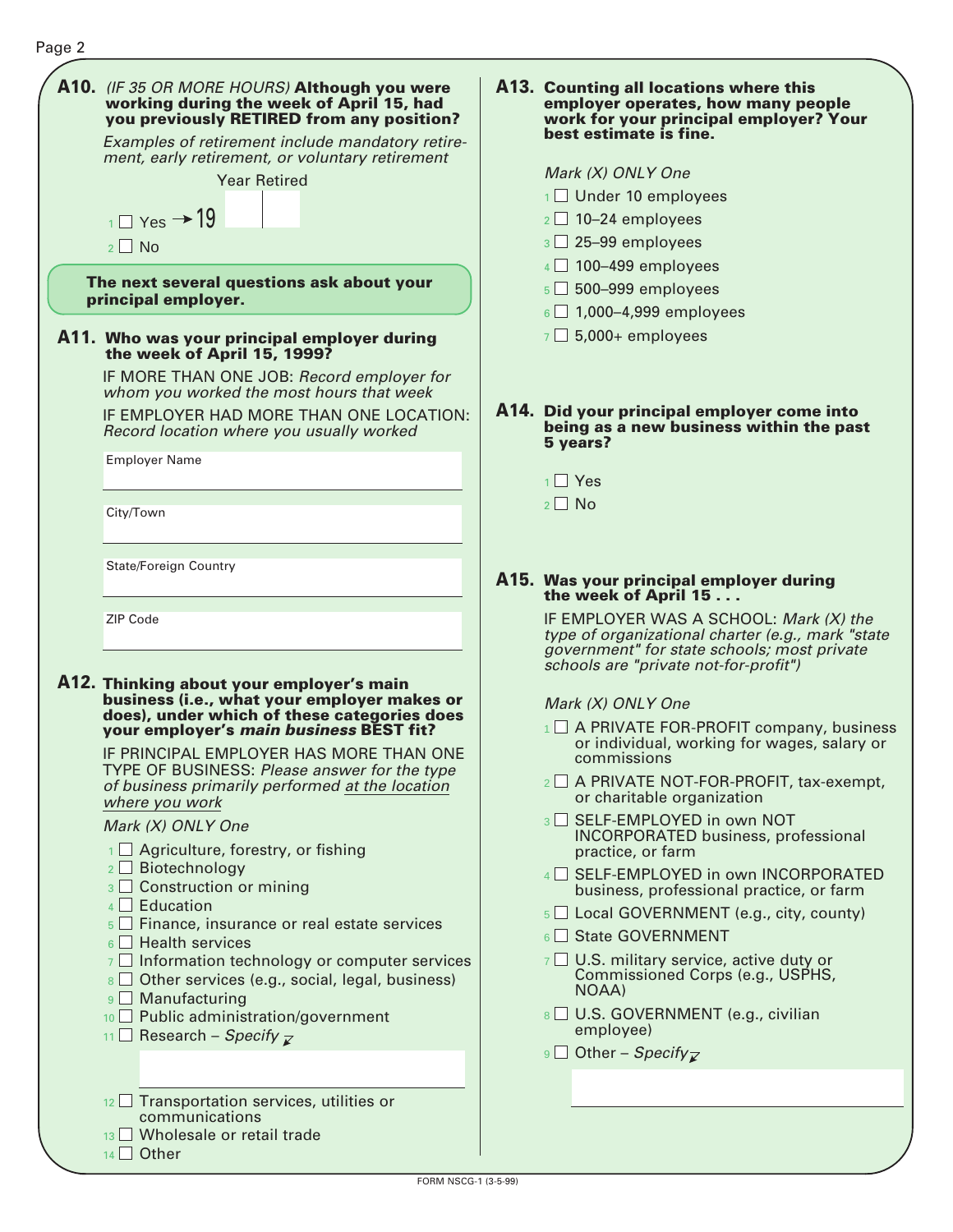**A10.** *(IF 35 OR MORE HOURS)* **Although you were working during the week of April 15, had you previously RETIRED from any position?**

*Examples of retirement include mandatory retirement, early retirement, or voluntary retirement*

Year Retired

1 ☐ Yes → 19 ___ ___

2 ☐ No

**The next several questions ask about your principal employer.**

**A11. Who was your principal employer during the week of April 15, 1999?**

IF MORE THAN ONE JOB: *Record employer for whom you worked the most hours that week*

IF EMPLOYER HAD MORE THAN ONE LOCATION: *Record location where you usually worked*

Employer Name ______________________

City/Town ______________________

State/Foreign Country ______________________

ZIP Code ______________________

**A12. Thinking about your employer's main business (i.e., what your employer makes or does), under which of these categories does your employer's *main business* BEST fit?**

IF PRINCIPAL EMPLOYER HAS MORE THAN ONE TYPE OF BUSINESS: *Please answer for the type of business primarily performed at the location where you work*

*Mark (X) ONLY One*

1 ☐ Agriculture, forestry, or fishing
2 ☐ Biotechnology
3 ☐ Construction or mining
4 ☐ Education
5 ☐ Finance, insurance or real estate services
6 ☐ Health services
7 ☐ Information technology or computer services
8 ☐ Other services (e.g., social, legal, business)
9 ☐ Manufacturing
10 ☐ Public administration/government
11 ☐ Research – *Specify* ______________________
12 ☐ Transportation services, utilities or communications
13 ☐ Wholesale or retail trade
14 ☐ Other

**A13. Counting all locations where this employer operates, how many people work for your principal employer? Your best estimate is fine.**

*Mark (X) ONLY One*

1 ☐ Under 10 employees
2 ☐ 10–24 employees
3 ☐ 25–99 employees
4 ☐ 100–499 employees
5 ☐ 500–999 employees
6 ☐ 1,000–4,999 employees
7 ☐ 5,000+ employees

**A14. Did your principal employer come into being as a new business within the past 5 years?**

1 ☐ Yes
2 ☐ No

**A15. Was your principal employer during the week of April 15 . . .**

IF EMPLOYER WAS A SCHOOL: *Mark (X) the type of organizational charter (e.g., mark "state government" for state schools; most private schools are "private not-for-profit")*

*Mark (X) ONLY One*

1 ☐ A PRIVATE FOR-PROFIT company, business or individual, working for wages, salary or commissions
2 ☐ A PRIVATE NOT-FOR-PROFIT, tax-exempt, or charitable organization
3 ☐ SELF-EMPLOYED in own NOT INCORPORATED business, professional practice, or farm
4 ☐ SELF-EMPLOYED in own INCORPORATED business, professional practice, or farm
5 ☐ Local GOVERNMENT (e.g., city, county)
6 ☐ State GOVERNMENT
7 ☐ U.S. military service, active duty or Commissioned Corps (e.g., USPHS, NOAA)
8 ☐ U.S. GOVERNMENT (e.g., civilian employee)
9 ☐ Other – *Specify* ______________________

FORM NSCG-1 (3-5-99)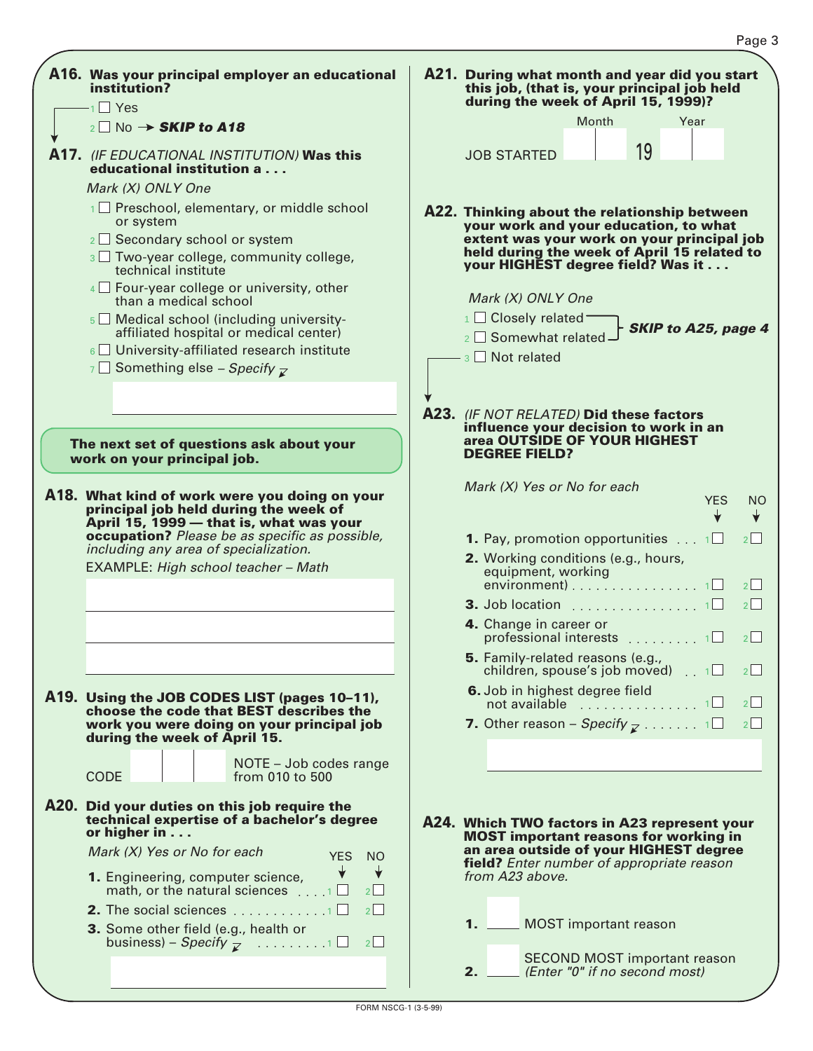**A16. Was your principal employer an educational institution?**

1 ☐ Yes

2 ☐ No → ***SKIP to A18***

**A17.** *(IF EDUCATIONAL INSTITUTION)* **Was this educational institution a . . .**

*Mark (X) ONLY One*

1 ☐ Preschool, elementary, or middle school or system

2 ☐ Secondary school or system

3 ☐ Two-year college, community college, technical institute

4 ☐ Four-year college or university, other than a medical school

5 ☐ Medical school (including university-affiliated hospital or medical center)

6 ☐ University-affiliated research institute

7 ☐ Something else – *Specify*

**The next set of questions ask about your work on your principal job.**

**A18. What kind of work were you doing on your principal job held during the week of April 15, 1999 — that is, what was your occupation?** *Please be as specific as possible, including any area of specialization.*

EXAMPLE: *High school teacher – Math*

**A19. Using the JOB CODES LIST (pages 10–11), choose the code that BEST describes the work you were doing on your principal job during the week of April 15.**

CODE ☐☐☐ NOTE – Job codes range from 010 to 500

**A20. Did your duties on this job require the technical expertise of a bachelor's degree or higher in . . .**

*Mark (X) Yes or No for each*

| | YES | NO |
|---|---|---|
| **1.** Engineering, computer science, math, or the natural sciences | 1 ☐ | 2 ☐ |
| **2.** The social sciences | 1 ☐ | 2 ☐ |
| **3.** Some other field (e.g., health or business) – *Specify* | 1 ☐ | 2 ☐ |

**A21. During what month and year did you start this job, (that is, your principal job held during the week of April 15, 1999)?**

JOB STARTED Month ☐☐ Year 19☐☐

**A22. Thinking about the relationship between your work and your education, to what extent was your work on your principal job held during the week of April 15 related to your HIGHEST degree field? Was it . . .**

*Mark (X) ONLY One*

1 ☐ Closely related → ***SKIP to A25, page 4***

2 ☐ Somewhat related → ***SKIP to A25, page 4***

3 ☐ Not related

**A23.** *(IF NOT RELATED)* **Did these factors influence your decision to work in an area OUTSIDE OF YOUR HIGHEST DEGREE FIELD?**

*Mark (X) Yes or No for each*

| | YES | NO |
|---|---|---|
| **1.** Pay, promotion opportunities | 1 ☐ | 2 ☐ |
| **2.** Working conditions (e.g., hours, equipment, working environment) | 1 ☐ | 2 ☐ |
| **3.** Job location | 1 ☐ | 2 ☐ |
| **4.** Change in career or professional interests | 1 ☐ | 2 ☐ |
| **5.** Family-related reasons (e.g., children, spouse's job moved) | 1 ☐ | 2 ☐ |
| **6.** Job in highest degree field not available | 1 ☐ | 2 ☐ |
| **7.** Other reason – *Specify* | 1 ☐ | 2 ☐ |

**A24. Which TWO factors in A23 represent your MOST important reasons for working in an area outside of your HIGHEST degree field?** *Enter number of appropriate reason from A23 above.*

**1.** ☐ MOST important reason

**2.** ☐ SECOND MOST important reason *(Enter "0" if no second most)*

FORM NSCG-1 (3-5-99)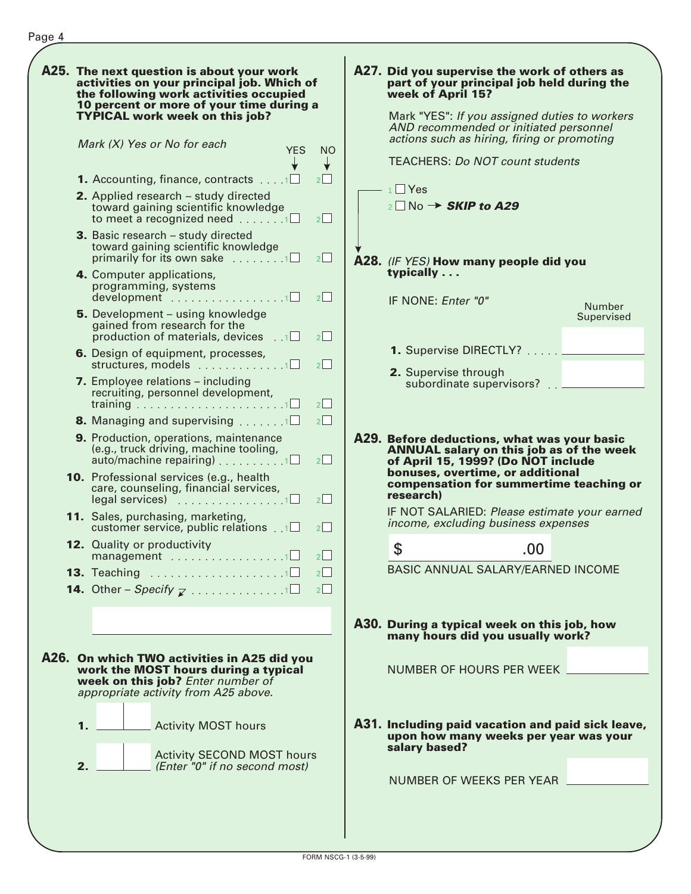**A25. The next question is about your work activities on your principal job. Which of the following work activities occupied 10 percent or more of your time during a TYPICAL work week on this job?**

*Mark (X) Yes or No for each*

| | YES | NO |
|---|---|---|
| **1.** Accounting, finance, contracts | 1 ☐ | 2 ☐ |
| **2.** Applied research – study directed toward gaining scientific knowledge to meet a recognized need | 1 ☐ | 2 ☐ |
| **3.** Basic research – study directed toward gaining scientific knowledge primarily for its own sake | 1 ☐ | 2 ☐ |
| **4.** Computer applications, programming, systems development | 1 ☐ | 2 ☐ |
| **5.** Development – using knowledge gained from research for the production of materials, devices | 1 ☐ | 2 ☐ |
| **6.** Design of equipment, processes, structures, models | 1 ☐ | 2 ☐ |
| **7.** Employee relations – including recruiting, personnel development, training | 1 ☐ | 2 ☐ |
| **8.** Managing and supervising | 1 ☐ | 2 ☐ |
| **9.** Production, operations, maintenance (e.g., truck driving, machine tooling, auto/machine repairing) | 1 ☐ | 2 ☐ |
| **10.** Professional services (e.g., health care, counseling, financial services, legal services) | 1 ☐ | 2 ☐ |
| **11.** Sales, purchasing, marketing, customer service, public relations | 1 ☐ | 2 ☐ |
| **12.** Quality or productivity management | 1 ☐ | 2 ☐ |
| **13.** Teaching | 1 ☐ | 2 ☐ |
| **14.** Other – *Specify* | 1 ☐ | 2 ☐ |

______________________________

**A26. On which TWO activities in A25 did you work the MOST hours during a typical week on this job?** *Enter number of appropriate activity from A25 above.*

**1.** ____ Activity MOST hours

**2.** ____ Activity SECOND MOST hours *(Enter "0" if no second most)*

**A27. Did you supervise the work of others as part of your principal job held during the week of April 15?**

Mark "YES": *If you assigned duties to workers AND recommended or initiated personnel actions such as hiring, firing or promoting*

TEACHERS: *Do NOT count students*

1 ☐ Yes

2 ☐ No → ***SKIP to A29***

**A28.** *(IF YES)* **How many people did you typically . . .**

IF NONE: *Enter "0"*

| | Number Supervised |
|---|---|
| **1.** Supervise DIRECTLY? | ____ |
| **2.** Supervise through subordinate supervisors? | ____ |

**A29. Before deductions, what was your basic ANNUAL salary on this job as of the week of April 15, 1999? (Do NOT include bonuses, overtime, or additional compensation for summertime teaching or research)**

IF NOT SALARIED: *Please estimate your earned income, excluding business expenses*

$ ____________ .00

BASIC ANNUAL SALARY/EARNED INCOME

**A30. During a typical week on this job, how many hours did you usually work?**

NUMBER OF HOURS PER WEEK ____

**A31. Including paid vacation and paid sick leave, upon how many weeks per year was your salary based?**

NUMBER OF WEEKS PER YEAR ____

FORM NSCG-1 (3-5-99)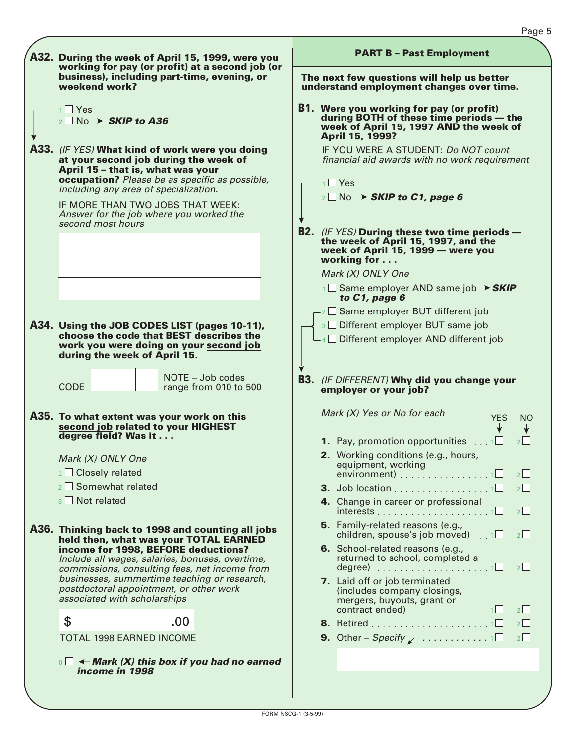**A32. During the week of April 15, 1999, were you working for pay (or profit) at a second job (or business), including part-time, evening, or weekend work?**

1 ☐ Yes

2 ☐ No → ***SKIP to A36***

**A33.** *(IF YES)* **What kind of work were you doing at your second job during the week of April 15 – that is, what was your occupation?** *Please be as specific as possible, including any area of specialization.*

IF MORE THAN TWO JOBS THAT WEEK: *Answer for the job where you worked the second most hours*

**A34. Using the JOB CODES LIST (pages 10-11), choose the code that BEST describes the work you were doing on your second job during the week of April 15.**

CODE ☐☐☐ NOTE – Job codes range from 010 to 500

**A35. To what extent was your work on this second job related to your HIGHEST degree field? Was it . . .**

*Mark (X) ONLY One*

1 ☐ Closely related

2 ☐ Somewhat related

3 ☐ Not related

**A36. Thinking back to 1998 and counting all jobs held then, what was your TOTAL EARNED income for 1998, BEFORE deductions?** *Include all wages, salaries, bonuses, overtime, commissions, consulting fees, net income from businesses, summertime teaching or research, postdoctoral appointment, or other work associated with scholarships*

$ .00

TOTAL 1998 EARNED INCOME

0 ☐ ← ***Mark (X) this box if you had no earned income in 1998***

## PART B – Past Employment

**The next few questions will help us better understand employment changes over time.**

**B1. Were you working for pay (or profit) during BOTH of these time periods — the week of April 15, 1997 AND the week of April 15, 1999?**

IF YOU WERE A STUDENT: *Do NOT count financial aid awards with no work requirement*

1 ☐ Yes

2 ☐ No → ***SKIP to C1, page 6***

**B2.** *(IF YES)* **During these two time periods — the week of April 15, 1997, and the week of April 15, 1999 — were you working for . . .**

*Mark (X) ONLY One*

1 ☐ Same employer AND same job → ***SKIP to C1, page 6***

2 ☐ Same employer BUT different job

3 ☐ Different employer BUT same job

4 ☐ Different employer AND different job

**B3.** *(IF DIFFERENT)* **Why did you change your employer or your job?**

*Mark (X) Yes or No for each*

| | YES | NO |
|---|---|---|
| **1.** Pay, promotion opportunities | 1 ☐ | 2 ☐ |
| **2.** Working conditions (e.g., hours, equipment, working environment) | 1 ☐ | 2 ☐ |
| **3.** Job location | 1 ☐ | 2 ☐ |
| **4.** Change in career or professional interests | 1 ☐ | 2 ☐ |
| **5.** Family-related reasons (e.g., children, spouse's job moved) | 1 ☐ | 2 ☐ |
| **6.** School-related reasons (e.g., returned to school, completed a degree) | 1 ☐ | 2 ☐ |
| **7.** Laid off or job terminated (includes company closings, mergers, buyouts, grant or contract ended) | 1 ☐ | 2 ☐ |
| **8.** Retired | 1 ☐ | 2 ☐ |
| **9.** Other – *Specify* | 1 ☐ | 2 ☐ |

FORM NSCG-1 (3-5-99)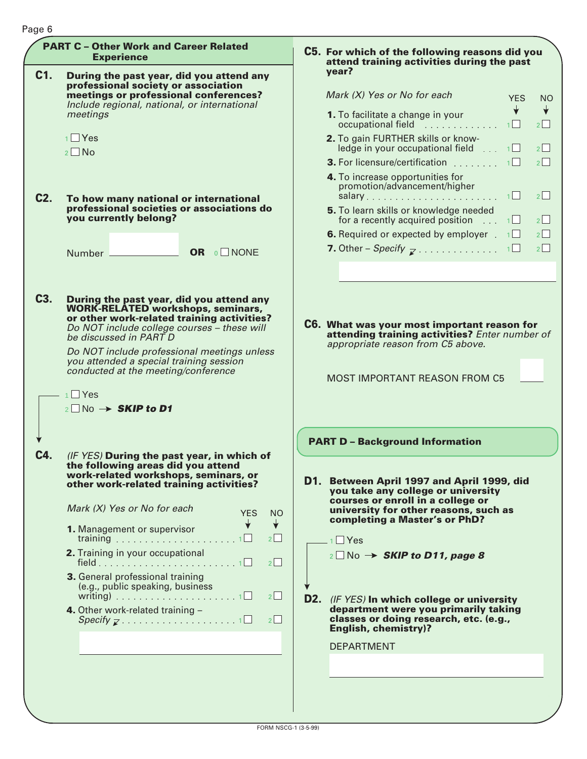## PART C – Other Work and Career Related Experience

**C1. During the past year, did you attend any professional society or association meetings or professional conferences?** *Include regional, national, or international meetings*

1 ☐ Yes
2 ☐ No

**C2. To how many national or international professional societies or associations do you currently belong?**

Number ________ **OR** 0 ☐ NONE

**C3. During the past year, did you attend any WORK-RELATED workshops, seminars, or other work-related training activities?** *Do NOT include college courses – these will be discussed in PART D*

*Do NOT include professional meetings unless you attended a special training session conducted at the meeting/conference*

1 ☐ Yes
2 ☐ No → ***SKIP to D1***

**C4.** *(IF YES)* **During the past year, in which of the following areas did you attend work-related workshops, seminars, or other work-related training activities?**

*Mark (X) Yes or No for each*

| | YES | NO |
|---|---|---|
| **1.** Management or supervisor training | 1 ☐ | 2 ☐ |
| **2.** Training in your occupational field | 1 ☐ | 2 ☐ |
| **3.** General professional training (e.g., public speaking, business writing) | 1 ☐ | 2 ☐ |
| **4.** Other work-related training – *Specify* | 1 ☐ | 2 ☐ |

________________________

**C5. For which of the following reasons did you attend training activities during the past year?**

*Mark (X) Yes or No for each*

| | YES | NO |
|---|---|---|
| **1.** To facilitate a change in your occupational field | 1 ☐ | 2 ☐ |
| **2.** To gain FURTHER skills or knowledge in your occupational field | 1 ☐ | 2 ☐ |
| **3.** For licensure/certification | 1 ☐ | 2 ☐ |
| **4.** To increase opportunities for promotion/advancement/higher salary | 1 ☐ | 2 ☐ |
| **5.** To learn skills or knowledge needed for a recently acquired position | 1 ☐ | 2 ☐ |
| **6.** Required or expected by employer | 1 ☐ | 2 ☐ |
| **7.** Other – *Specify* | 1 ☐ | 2 ☐ |

________________________

**C6. What was your most important reason for attending training activities?** *Enter number of appropriate reason from C5 above.*

MOST IMPORTANT REASON FROM C5 ____

## PART D – Background Information

**D1. Between April 1997 and April 1999, did you take any college or university courses or enroll in a college or university for other reasons, such as completing a Master's or PhD?**

1 ☐ Yes
2 ☐ No → ***SKIP to D11, page 8***

**D2.** *(IF YES)* **In which college or university department were you primarily taking classes or doing research, etc. (e.g., English, chemistry)?**

DEPARTMENT

________________________

FORM NSCG-1 (3-5-99)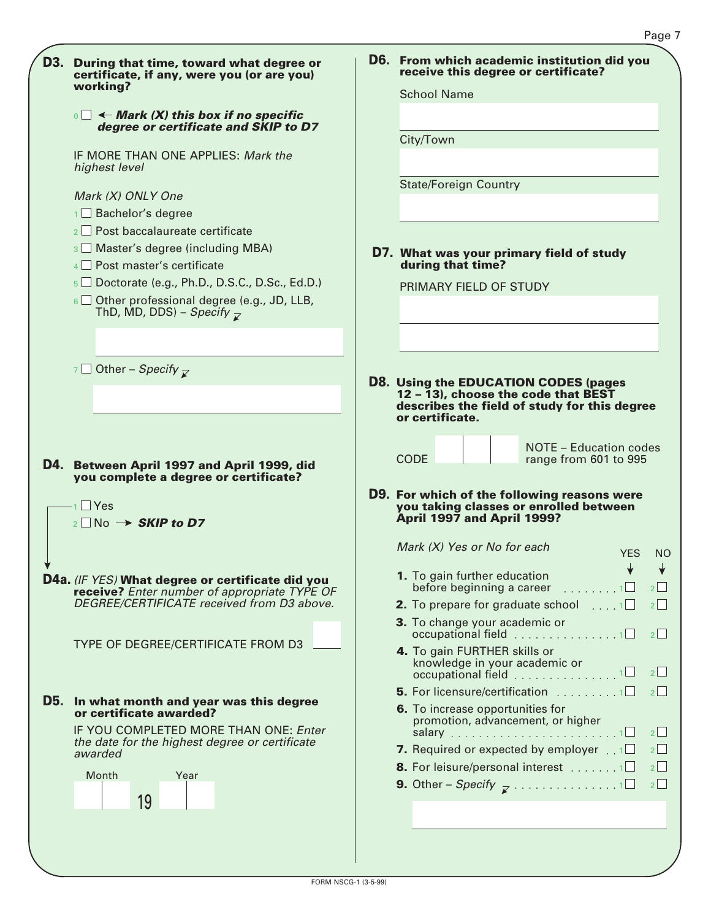**D3. During that time, toward what degree or certificate, if any, were you (or are you) working?**

0 ☐ ← ***Mark (X) this box if no specific degree or certificate and SKIP to D7***

IF MORE THAN ONE APPLIES: *Mark the highest level*

*Mark (X) ONLY One*

1 ☐ Bachelor's degree
2 ☐ Post baccalaureate certificate
3 ☐ Master's degree (including MBA)
4 ☐ Post master's certificate
5 ☐ Doctorate (e.g., Ph.D., D.S.C., D.Sc., Ed.D.)
6 ☐ Other professional degree (e.g., JD, LLB, ThD, MD, DDS) – *Specify*

\_\_\_\_\_\_\_\_\_\_\_\_\_\_\_\_\_\_\_\_

7 ☐ Other – *Specify*

\_\_\_\_\_\_\_\_\_\_\_\_\_\_\_\_\_\_\_\_

**D4. Between April 1997 and April 1999, did you complete a degree or certificate?**

1 ☐ Yes
2 ☐ No → ***SKIP to D7***

**D4a.** *(IF YES)* **What degree or certificate did you receive?** *Enter number of appropriate TYPE OF DEGREE/CERTIFICATE received from D3 above.*

TYPE OF DEGREE/CERTIFICATE FROM D3 ☐

**D5. In what month and year was this degree or certificate awarded?**

IF YOU COMPLETED MORE THAN ONE: *Enter the date for the highest degree or certificate awarded*

Month ☐☐ Year 19 ☐☐

**D6. From which academic institution did you receive this degree or certificate?**

School Name

\_\_\_\_\_\_\_\_\_\_\_\_\_\_\_\_\_\_\_\_

City/Town

\_\_\_\_\_\_\_\_\_\_\_\_\_\_\_\_\_\_\_\_

State/Foreign Country

\_\_\_\_\_\_\_\_\_\_\_\_\_\_\_\_\_\_\_\_

**D7. What was your primary field of study during that time?**

PRIMARY FIELD OF STUDY

\_\_\_\_\_\_\_\_\_\_\_\_\_\_\_\_\_\_\_\_

\_\_\_\_\_\_\_\_\_\_\_\_\_\_\_\_\_\_\_\_

**D8. Using the EDUCATION CODES (pages 12 – 13), choose the code that BEST describes the field of study for this degree or certificate.**

CODE ☐☐☐ NOTE – Education codes range from 601 to 995

**D9. For which of the following reasons were you taking classes or enrolled between April 1997 and April 1999?**

*Mark (X) Yes or No for each*

| | YES | NO |
|---|---|---|
| **1.** To gain further education before beginning a career | 1 ☐ | 2 ☐ |
| **2.** To prepare for graduate school | 1 ☐ | 2 ☐ |
| **3.** To change your academic or occupational field | 1 ☐ | 2 ☐ |
| **4.** To gain FURTHER skills or knowledge in your academic or occupational field | 1 ☐ | 2 ☐ |
| **5.** For licensure/certification | 1 ☐ | 2 ☐ |
| **6.** To increase opportunities for promotion, advancement, or higher salary | 1 ☐ | 2 ☐ |
| **7.** Required or expected by employer | 1 ☐ | 2 ☐ |
| **8.** For leisure/personal interest | 1 ☐ | 2 ☐ |
| **9.** Other – *Specify* | 1 ☐ | 2 ☐ |

\_\_\_\_\_\_\_\_\_\_\_\_\_\_\_\_\_\_\_\_

FORM NSCG-1 (3-5-99)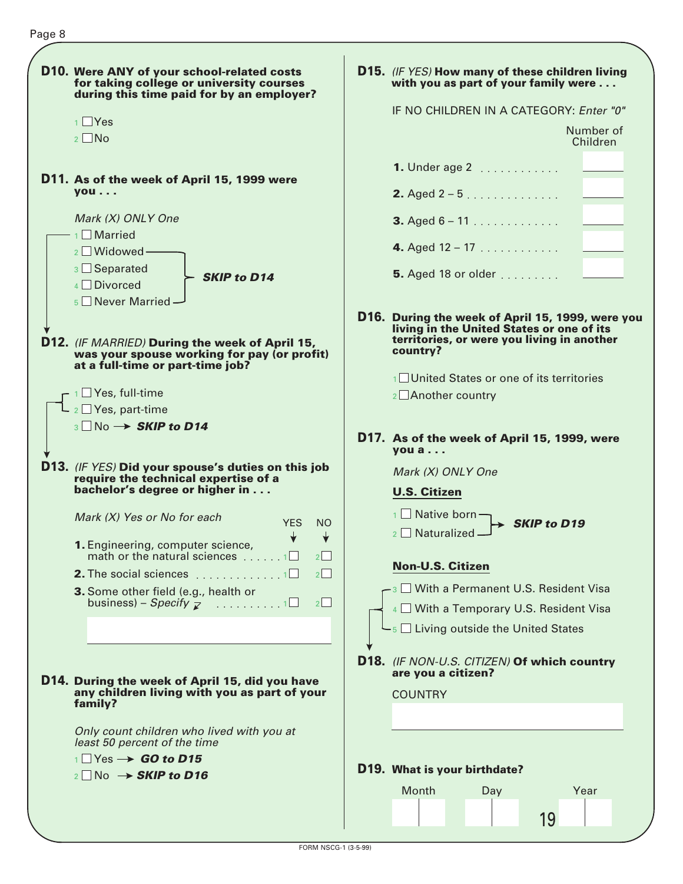**D10. Were ANY of your school-related costs for taking college or university courses during this time paid for by an employer?**

1 ☐ Yes
2 ☐ No

**D11. As of the week of April 15, 1999 were you . . .**

*Mark (X) ONLY One*

1 ☐ Married
2 ☐ Widowed
3 ☐ Separated
4 ☐ Divorced
5 ☐ Never Married

(Widowed, Separated, Divorced, Never Married) → ***SKIP to D14***

**D12.** *(IF MARRIED)* **During the week of April 15, was your spouse working for pay (or profit) at a full-time or part-time job?**

1 ☐ Yes, full-time
2 ☐ Yes, part-time
3 ☐ No → ***SKIP to D14***

**D13.** *(IF YES)* **Did your spouse's duties on this job require the technical expertise of a bachelor's degree or higher in . . .**

*Mark (X) Yes or No for each*

| | YES | NO |
|---|---|---|
| **1.** Engineering, computer science, math or the natural sciences | 1 ☐ | 2 ☐ |
| **2.** The social sciences | 1 ☐ | 2 ☐ |
| **3.** Some other field (e.g., health or business) – *Specify* | 1 ☐ | 2 ☐ |

**D14. During the week of April 15, did you have any children living with you as part of your family?**

*Only count children who lived with you at least 50 percent of the time*

1 ☐ Yes → ***GO to D15***
2 ☐ No → ***SKIP to D16***

**D15.** *(IF YES)* **How many of these children living with you as part of your family were . . .**

IF NO CHILDREN IN A CATEGORY: *Enter "0"*

| | Number of Children |
|---|---|
| **1.** Under age 2 | |
| **2.** Aged 2 – 5 | |
| **3.** Aged 6 – 11 | |
| **4.** Aged 12 – 17 | |
| **5.** Aged 18 or older | |

**D16. During the week of April 15, 1999, were you living in the United States or one of its territories, or were you living in another country?**

1 ☐ United States or one of its territories
2 ☐ Another country

**D17. As of the week of April 15, 1999, were you a . . .**

*Mark (X) ONLY One*

**U.S. Citizen**

1 ☐ Native born
2 ☐ Naturalized

(Native born, Naturalized) → ***SKIP to D19***

**Non-U.S. Citizen**

3 ☐ With a Permanent U.S. Resident Visa
4 ☐ With a Temporary U.S. Resident Visa
5 ☐ Living outside the United States

**D18.** *(IF NON-U.S. CITIZEN)* **Of which country are you a citizen?**

COUNTRY

**D19. What is your birthdate?**

Month | Day | Year 19__

FORM NSCG-1 (3-5-99)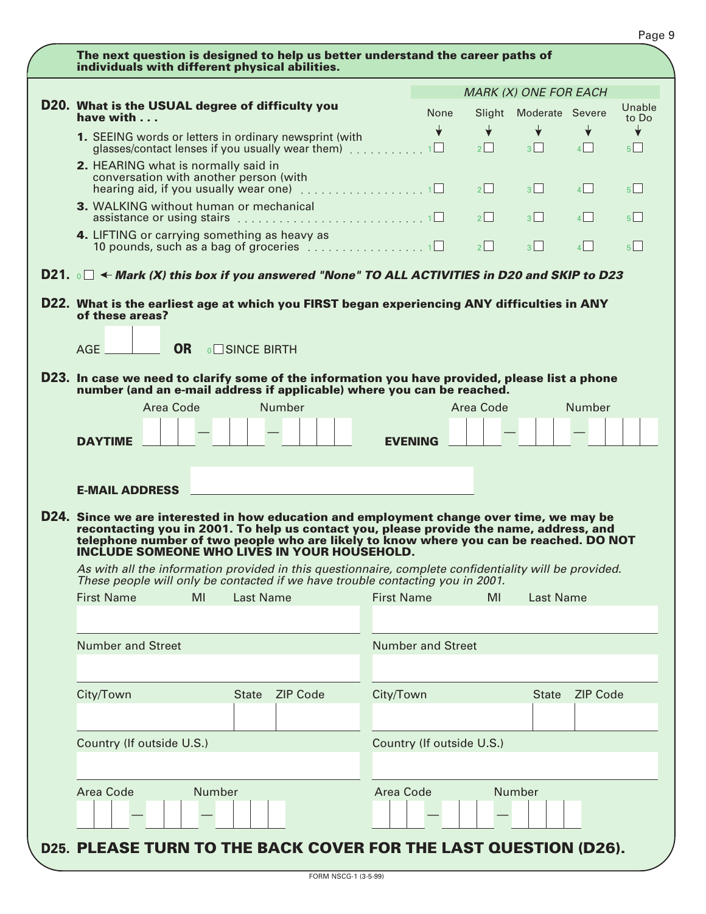**The next question is designed to help us better understand the career paths of individuals with different physical abilities.**

**D20. What is the USUAL degree of difficulty you have with . . .**

*MARK (X) ONE FOR EACH*

| | None | Slight | Moderate | Severe | Unable to Do |
|---|---|---|---|---|---|
| **1.** SEEING words or letters in ordinary newsprint (with glasses/contact lenses if you usually wear them) | 1☐ | 2☐ | 3☐ | 4☐ | 5☐ |
| **2.** HEARING what is normally said in conversation with another person (with hearing aid, if you usually wear one) | 1☐ | 2☐ | 3☐ | 4☐ | 5☐ |
| **3.** WALKING without human or mechanical assistance or using stairs | 1☐ | 2☐ | 3☐ | 4☐ | 5☐ |
| **4.** LIFTING or carrying something as heavy as 10 pounds, such as a bag of groceries | 1☐ | 2☐ | 3☐ | 4☐ | 5☐ |

**D21.** 0☐ ← ***Mark (X) this box if you answered "None" TO ALL ACTIVITIES in D20 and SKIP to D23***

**D22. What is the earliest age at which you FIRST began experiencing ANY difficulties in ANY of these areas?**

AGE ___ ___ **OR** 0☐ SINCE BIRTH

**D23. In case we need to clarify some of the information you have provided, please list a phone number (and an e-mail address if applicable) where you can be reached.**

**DAYTIME** Area Code ___ ___ ___ — Number ___ ___ ___ — ___ ___ ___ ___

**EVENING** Area Code ___ ___ ___ — Number ___ ___ ___ — ___ ___ ___ ___

**E-MAIL ADDRESS** ______________________

**D24. Since we are interested in how education and employment change over time, we may be recontacting you in 2001. To help us contact you, please provide the name, address, and telephone number of two people who are likely to know where you can be reached. DO NOT INCLUDE SOMEONE WHO LIVES IN YOUR HOUSEHOLD.**

*As with all the information provided in this questionnaire, complete confidentiality will be provided. These people will only be contacted if we have trouble contacting you in 2001.*

First Name MI Last Name ______________________

Number and Street ______________________

City/Town ______ State ______ ZIP Code ______

Country (If outside U.S.) ______________________

Area Code ___ ___ ___ — Number ___ ___ ___ — ___ ___ ___ ___

First Name MI Last Name ______________________

Number and Street ______________________

City/Town ______ State ______ ZIP Code ______

Country (If outside U.S.) ______________________

Area Code ___ ___ ___ — Number ___ ___ ___ — ___ ___ ___ ___

**D25. PLEASE TURN TO THE BACK COVER FOR THE LAST QUESTION (D26).**

FORM NSCG-1 (3-5-99)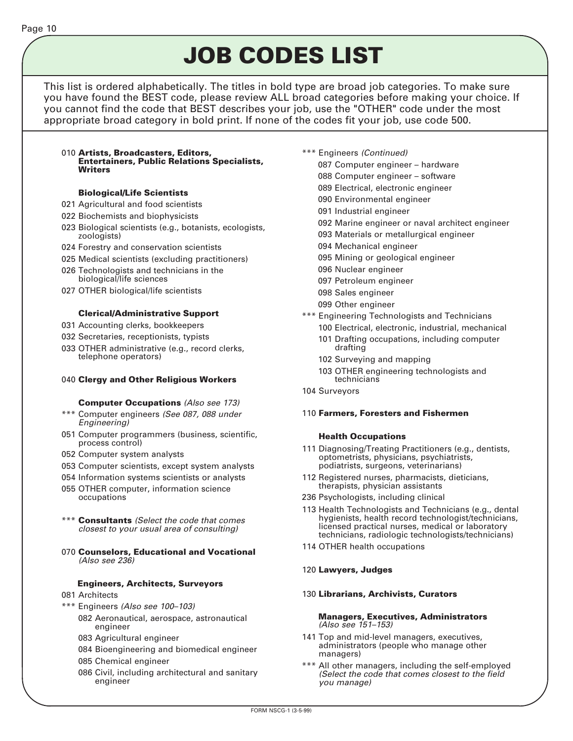# JOB CODES LIST

This list is ordered alphabetically. The titles in bold type are broad job categories. To make sure you have found the BEST code, please review ALL broad categories before making your choice. If you cannot find the code that BEST describes your job, use the "OTHER" code under the most appropriate broad category in bold print. If none of the codes fit your job, use code 500.

010 **Artists, Broadcasters, Editors, Entertainers, Public Relations Specialists, Writers**

**Biological/Life Scientists**

- 021 Agricultural and food scientists
- 022 Biochemists and biophysicists
- 023 Biological scientists (e.g., botanists, ecologists, zoologists)
- 024 Forestry and conservation scientists
- 025 Medical scientists (excluding practitioners)
- 026 Technologists and technicians in the biological/life sciences
- 027 OTHER biological/life scientists

**Clerical/Administrative Support**

- 031 Accounting clerks, bookkeepers
- 032 Secretaries, receptionists, typists
- 033 OTHER administrative (e.g., record clerks, telephone operators)

040 **Clergy and Other Religious Workers**

**Computer Occupations** *(Also see 173)*

- *** Computer engineers *(See 087, 088 under Engineering)*
- 051 Computer programmers (business, scientific, process control)
- 052 Computer system analysts
- 053 Computer scientists, except system analysts
- 054 Information systems scientists or analysts
- 055 OTHER computer, information science occupations

*** **Consultants** *(Select the code that comes closest to your usual area of consulting)*

070 **Counselors, Educational and Vocational** *(Also see 236)*

**Engineers, Architects, Surveyors**

- 081 Architects
- *** Engineers *(Also see 100–103)*
  - 082 Aeronautical, aerospace, astronautical engineer
  - 083 Agricultural engineer
  - 084 Bioengineering and biomedical engineer
  - 085 Chemical engineer
  - 086 Civil, including architectural and sanitary engineer

*** Engineers *(Continued)*

- 087 Computer engineer – hardware
- 088 Computer engineer – software
- 089 Electrical, electronic engineer
- 090 Environmental engineer
- 091 Industrial engineer
- 092 Marine engineer or naval architect engineer
- 093 Materials or metallurgical engineer
- 094 Mechanical engineer
- 095 Mining or geological engineer
- 096 Nuclear engineer
- 097 Petroleum engineer
- 098 Sales engineer
- 099 Other engineer

*** Engineering Technologists and Technicians

- 100 Electrical, electronic, industrial, mechanical
- 101 Drafting occupations, including computer drafting
- 102 Surveying and mapping
- 103 OTHER engineering technologists and technicians

104 Surveyors

110 **Farmers, Foresters and Fishermen**

**Health Occupations**

- 111 Diagnosing/Treating Practitioners (e.g., dentists, optometrists, physicians, psychiatrists, podiatrists, surgeons, veterinarians)
- 112 Registered nurses, pharmacists, dieticians, therapists, physician assistants
- 236 Psychologists, including clinical
- 113 Health Technologists and Technicians (e.g., dental hygienists, health record technologist/technicians, licensed practical nurses, medical or laboratory technicians, radiologic technologists/technicians)
- 114 OTHER health occupations

120 **Lawyers, Judges**

130 **Librarians, Archivists, Curators**

**Managers, Executives, Administrators** *(Also see 151–153)*

- 141 Top and mid-level managers, executives, administrators (people who manage other managers)
- *** All other managers, including the self-employed *(Select the code that comes closest to the field you manage)*

FORM NSCG-1 (3-5-99)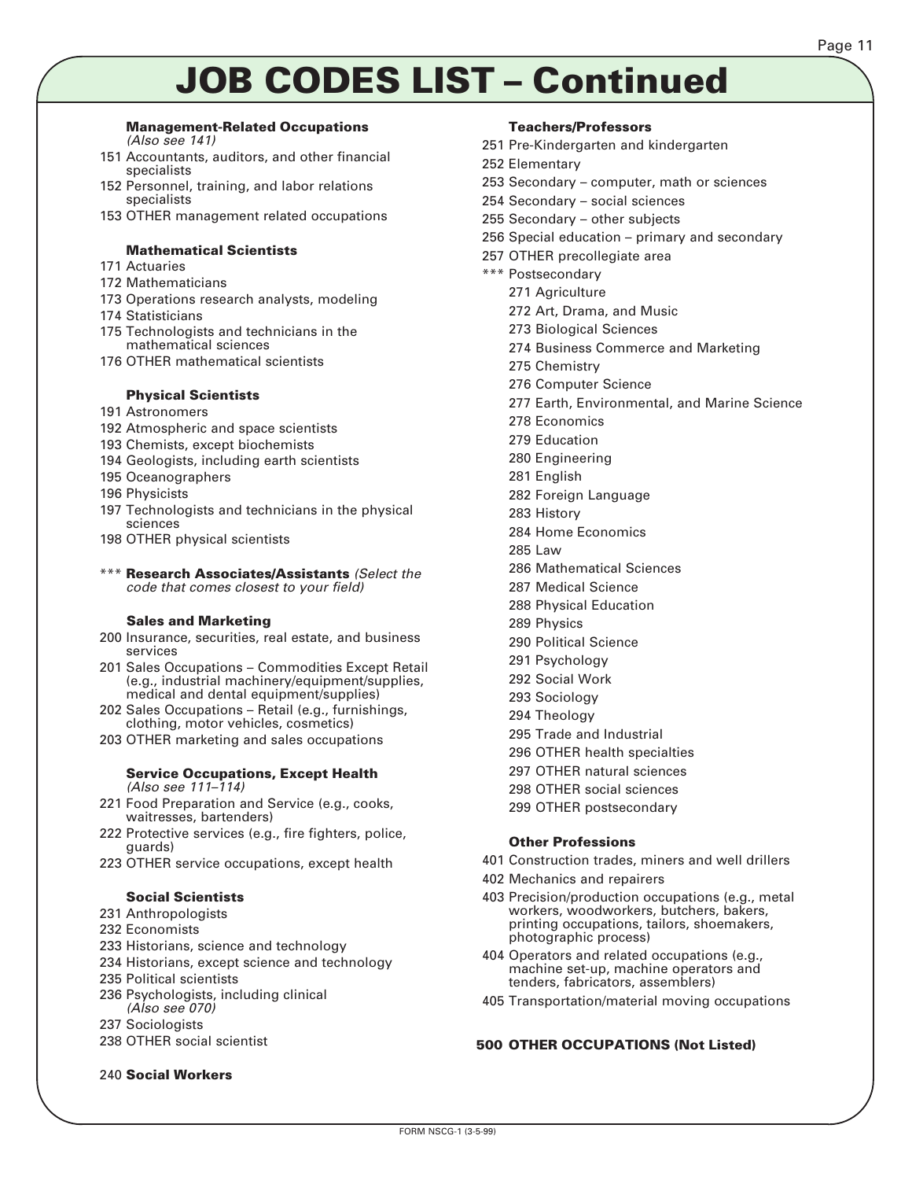# JOB CODES LIST – Continued

**Management-Related Occupations**
*(Also see 141)*

151 Accountants, auditors, and other financial specialists
152 Personnel, training, and labor relations specialists
153 OTHER management related occupations

**Mathematical Scientists**

171 Actuaries
172 Mathematicians
173 Operations research analysts, modeling
174 Statisticians
175 Technologists and technicians in the mathematical sciences
176 OTHER mathematical scientists

**Physical Scientists**

191 Astronomers
192 Atmospheric and space scientists
193 Chemists, except biochemists
194 Geologists, including earth scientists
195 Oceanographers
196 Physicists
197 Technologists and technicians in the physical sciences
198 OTHER physical scientists

*** **Research Associates/Assistants** *(Select the code that comes closest to your field)*

**Sales and Marketing**

200 Insurance, securities, real estate, and business services
201 Sales Occupations – Commodities Except Retail (e.g., industrial machinery/equipment/supplies, medical and dental equipment/supplies)
202 Sales Occupations – Retail (e.g., furnishings, clothing, motor vehicles, cosmetics)
203 OTHER marketing and sales occupations

**Service Occupations, Except Health**
*(Also see 111–114)*

221 Food Preparation and Service (e.g., cooks, waitresses, bartenders)
222 Protective services (e.g., fire fighters, police, guards)
223 OTHER service occupations, except health

**Social Scientists**

231 Anthropologists
232 Economists
233 Historians, science and technology
234 Historians, except science and technology
235 Political scientists
236 Psychologists, including clinical *(Also see 070)*
237 Sociologists
238 OTHER social scientist

240 **Social Workers**

**Teachers/Professors**

251 Pre-Kindergarten and kindergarten
252 Elementary
253 Secondary – computer, math or sciences
254 Secondary – social sciences
255 Secondary – other subjects
256 Special education – primary and secondary
257 OTHER precollegiate area
*** Postsecondary
- 271 Agriculture
- 272 Art, Drama, and Music
- 273 Biological Sciences
- 274 Business Commerce and Marketing
- 275 Chemistry
- 276 Computer Science
- 277 Earth, Environmental, and Marine Science
- 278 Economics
- 279 Education
- 280 Engineering
- 281 English
- 282 Foreign Language
- 283 History
- 284 Home Economics
- 285 Law
- 286 Mathematical Sciences
- 287 Medical Science
- 288 Physical Education
- 289 Physics
- 290 Political Science
- 291 Psychology
- 292 Social Work
- 293 Sociology
- 294 Theology
- 295 Trade and Industrial
- 296 OTHER health specialties
- 297 OTHER natural sciences
- 298 OTHER social sciences
- 299 OTHER postsecondary

**Other Professions**

401 Construction trades, miners and well drillers
402 Mechanics and repairers
403 Precision/production occupations (e.g., metal workers, woodworkers, butchers, bakers, printing occupations, tailors, shoemakers, photographic process)
404 Operators and related occupations (e.g., machine set-up, machine operators and tenders, fabricators, assemblers)
405 Transportation/material moving occupations

**500 OTHER OCCUPATIONS (Not Listed)**

FORM NSCG-1 (3-5-99)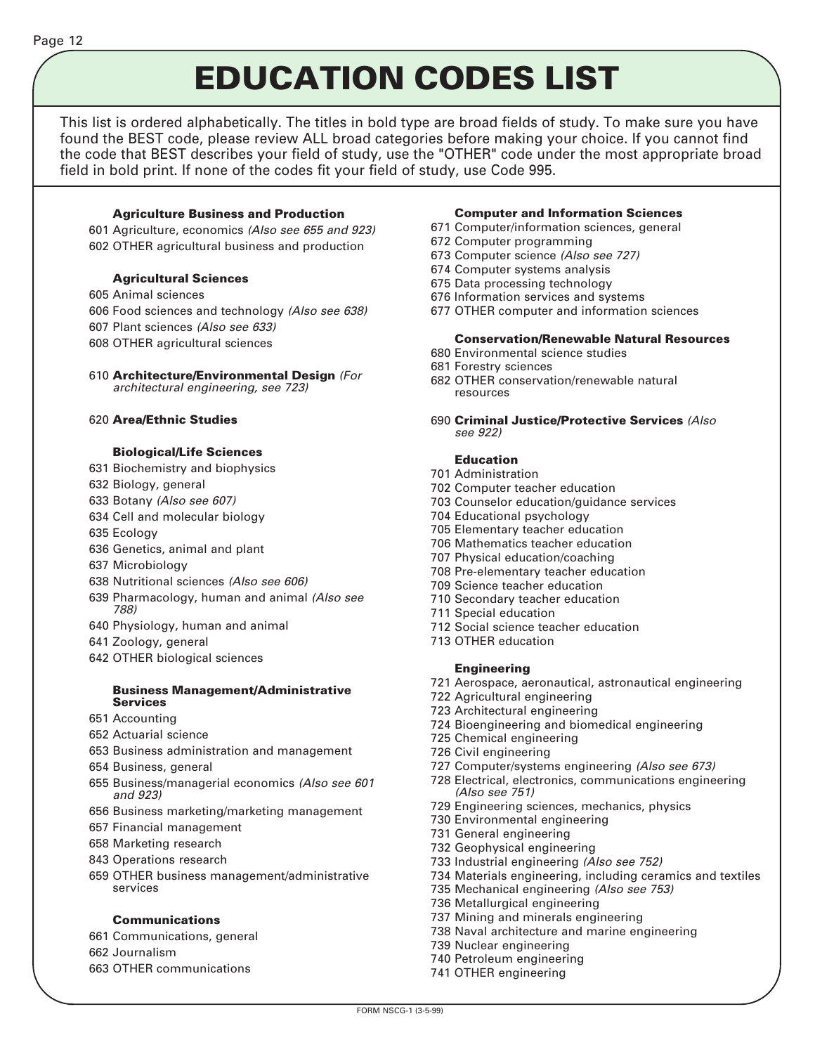# EDUCATION CODES LIST

This list is ordered alphabetically. The titles in bold type are broad fields of study. To make sure you have found the BEST code, please review ALL broad categories before making your choice. If you cannot find the code that BEST describes your field of study, use the "OTHER" code under the most appropriate broad field in bold print. If none of the codes fit your field of study, use Code 995.

**Agriculture Business and Production**

601 Agriculture, economics *(Also see 655 and 923)*
602 OTHER agricultural business and production

**Agricultural Sciences**

605 Animal sciences
606 Food sciences and technology *(Also see 638)*
607 Plant sciences *(Also see 633)*
608 OTHER agricultural sciences

610 **Architecture/Environmental Design** *(For architectural engineering, see 723)*

620 **Area/Ethnic Studies**

**Biological/Life Sciences**

631 Biochemistry and biophysics
632 Biology, general
633 Botany *(Also see 607)*
634 Cell and molecular biology
635 Ecology
636 Genetics, animal and plant
637 Microbiology
638 Nutritional sciences *(Also see 606)*
639 Pharmacology, human and animal *(Also see 788)*
640 Physiology, human and animal
641 Zoology, general
642 OTHER biological sciences

**Business Management/Administrative Services**

651 Accounting
652 Actuarial science
653 Business administration and management
654 Business, general
655 Business/managerial economics *(Also see 601 and 923)*
656 Business marketing/marketing management
657 Financial management
658 Marketing research
843 Operations research
659 OTHER business management/administrative services

**Communications**

661 Communications, general
662 Journalism
663 OTHER communications

**Computer and Information Sciences**

671 Computer/information sciences, general
672 Computer programming
673 Computer science *(Also see 727)*
674 Computer systems analysis
675 Data processing technology
676 Information services and systems
677 OTHER computer and information sciences

**Conservation/Renewable Natural Resources**

680 Environmental science studies
681 Forestry sciences
682 OTHER conservation/renewable natural resources

690 **Criminal Justice/Protective Services** *(Also see 922)*

**Education**

701 Administration
702 Computer teacher education
703 Counselor education/guidance services
704 Educational psychology
705 Elementary teacher education
706 Mathematics teacher education
707 Physical education/coaching
708 Pre-elementary teacher education
709 Science teacher education
710 Secondary teacher education
711 Special education
712 Social science teacher education
713 OTHER education

**Engineering**

721 Aerospace, aeronautical, astronautical engineering
722 Agricultural engineering
723 Architectural engineering
724 Bioengineering and biomedical engineering
725 Chemical engineering
726 Civil engineering
727 Computer/systems engineering *(Also see 673)*
728 Electrical, electronics, communications engineering *(Also see 751)*
729 Engineering sciences, mechanics, physics
730 Environmental engineering
731 General engineering
732 Geophysical engineering
733 Industrial engineering *(Also see 752)*
734 Materials engineering, including ceramics and textiles
735 Mechanical engineering *(Also see 753)*
736 Metallurgical engineering
737 Mining and minerals engineering
738 Naval architecture and marine engineering
739 Nuclear engineering
740 Petroleum engineering
741 OTHER engineering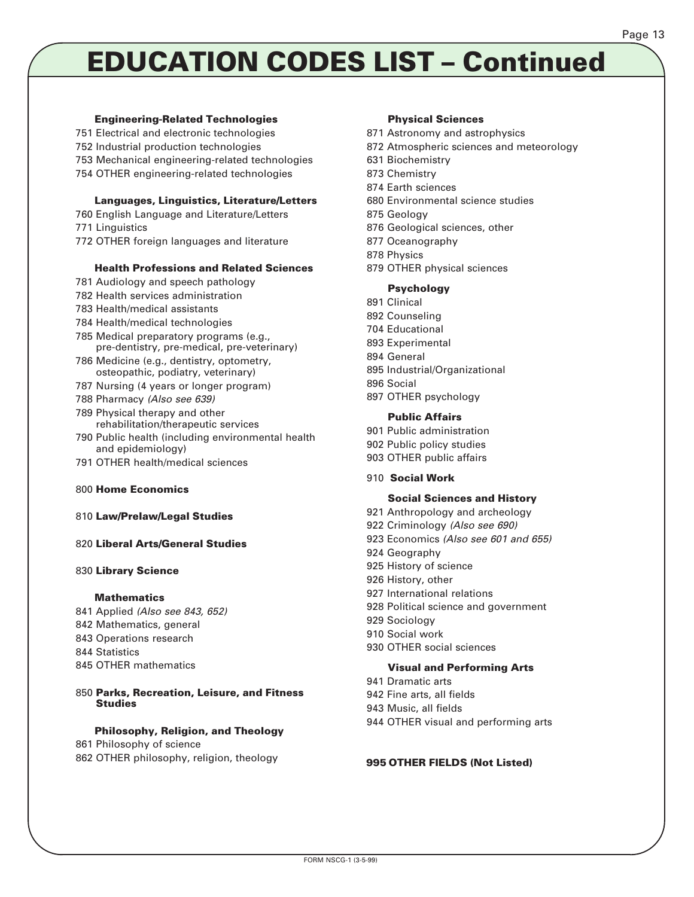# EDUCATION CODES LIST – Continued

### Engineering-Related Technologies

751 Electrical and electronic technologies
752 Industrial production technologies
753 Mechanical engineering-related technologies
754 OTHER engineering-related technologies

### Languages, Linguistics, Literature/Letters

760 English Language and Literature/Letters
771 Linguistics
772 OTHER foreign languages and literature

### Health Professions and Related Sciences

781 Audiology and speech pathology
782 Health services administration
783 Health/medical assistants
784 Health/medical technologies
785 Medical preparatory programs (e.g., pre-dentistry, pre-medical, pre-veterinary)
786 Medicine (e.g., dentistry, optometry, osteopathic, podiatry, veterinary)
787 Nursing (4 years or longer program)
788 Pharmacy *(Also see 639)*
789 Physical therapy and other rehabilitation/therapeutic services
790 Public health (including environmental health and epidemiology)
791 OTHER health/medical sciences

800 **Home Economics**

810 **Law/Prelaw/Legal Studies**

820 **Liberal Arts/General Studies**

830 **Library Science**

### Mathematics

841 Applied *(Also see 843, 652)*
842 Mathematics, general
843 Operations research
844 Statistics
845 OTHER mathematics

850 **Parks, Recreation, Leisure, and Fitness Studies**

### Philosophy, Religion, and Theology

861 Philosophy of science
862 OTHER philosophy, religion, theology

### Physical Sciences

871 Astronomy and astrophysics
872 Atmospheric sciences and meteorology
631 Biochemistry
873 Chemistry
874 Earth sciences
680 Environmental science studies
875 Geology
876 Geological sciences, other
877 Oceanography
878 Physics
879 OTHER physical sciences

### Psychology

891 Clinical
892 Counseling
704 Educational
893 Experimental
894 General
895 Industrial/Organizational
896 Social
897 OTHER psychology

### Public Affairs

901 Public administration
902 Public policy studies
903 OTHER public affairs

910 **Social Work**

### Social Sciences and History

921 Anthropology and archeology
922 Criminology *(Also see 690)*
923 Economics *(Also see 601 and 655)*
924 Geography
925 History of science
926 History, other
927 International relations
928 Political science and government
929 Sociology
910 Social work
930 OTHER social sciences

### Visual and Performing Arts

941 Dramatic arts
942 Fine arts, all fields
943 Music, all fields
944 OTHER visual and performing arts

**995 OTHER FIELDS (Not Listed)**

FORM NSCG-1 (3-5-99)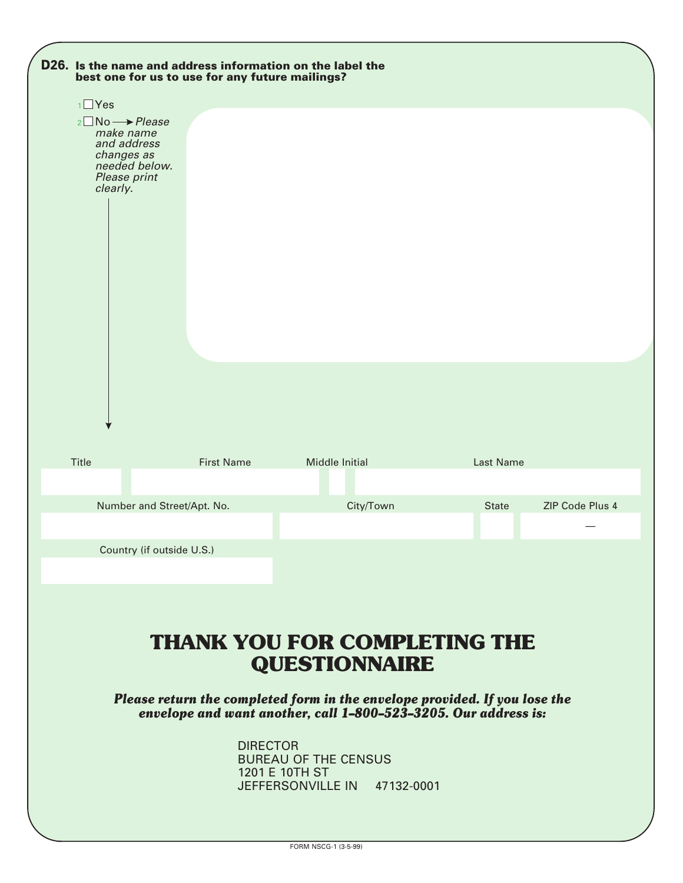**D26. Is the name and address information on the label the best one for us to use for any future mailings?**

1 ☐ Yes

2 ☐ No → *Please make name and address changes as needed below. Please print clearly.*

| Title | First Name | Middle Initial | Last Name |
|---|---|---|---|
| | | | |

| Number and Street/Apt. No. | City/Town | State | ZIP Code Plus 4 |
|---|---|---|---|
| | | | — |

| Country (if outside U.S.) |
|---|
| |

# THANK YOU FOR COMPLETING THE QUESTIONNAIRE

***Please return the completed form in the envelope provided. If you lose the envelope and want another, call 1-800-523-3205. Our address is:***

DIRECTOR
BUREAU OF THE CENSUS
1201 E 10TH ST
JEFFERSONVILLE IN 47132-0001

FORM NSCG-1 (3-5-99)